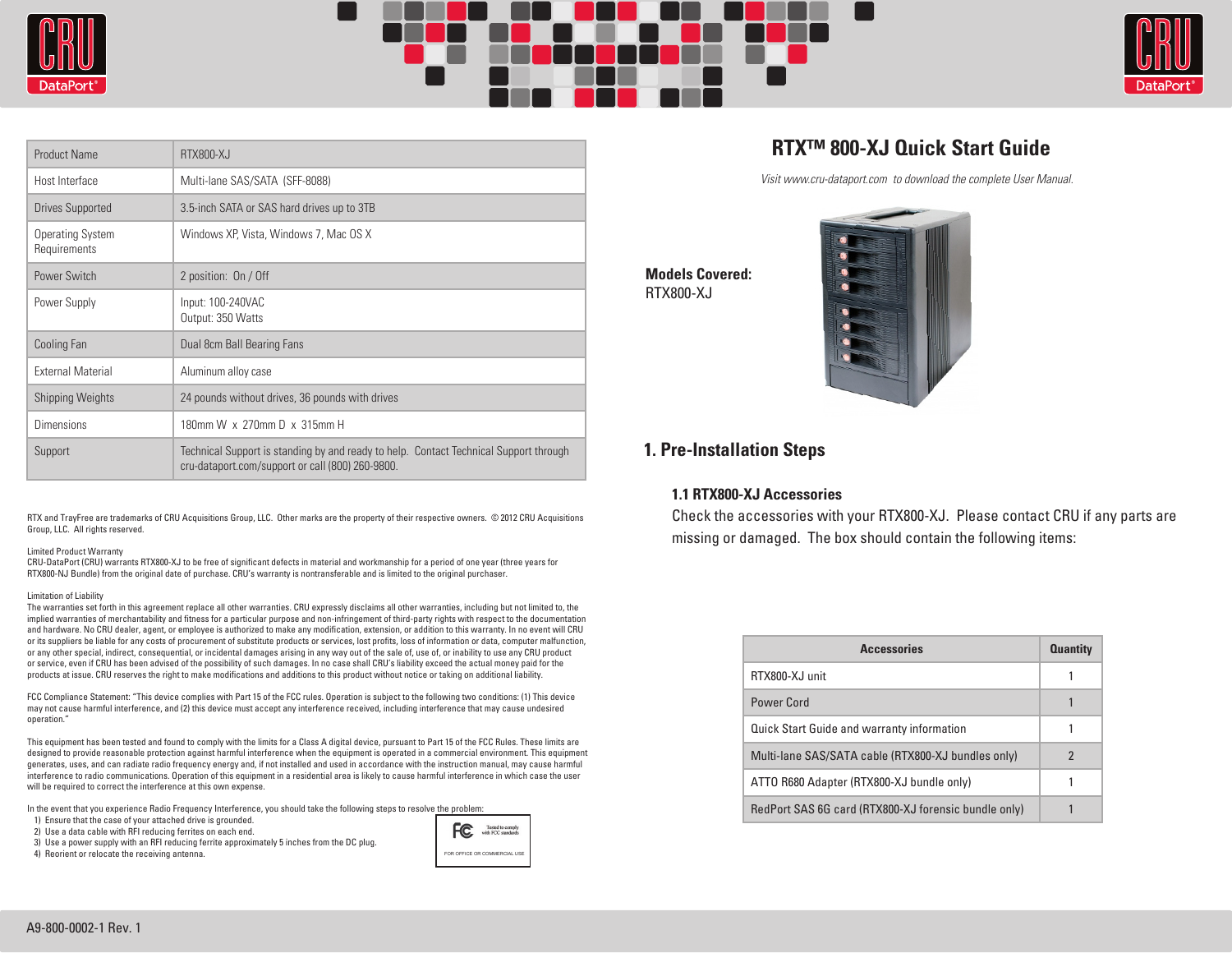| Product Name | RTX800-XJ |
|---|---|
| Host Interface | Multi-lane SAS/SATA (SFF-8088) |
| Drives Supported | 3.5-inch SATA or SAS hard drives up to 3TB |
| Operating System Requirements | Windows XP, Vista, Windows 7, Mac OS X |
| Power Switch | 2 position: On / Off |
| Power Supply | Input: 100-240VAC<br>Output: 350 Watts |
| Cooling Fan | Dual 8cm Ball Bearing Fans |
| External Material | Aluminum alloy case |
| Shipping Weights | 24 pounds without drives, 36 pounds with drives |
| Dimensions | 180mm W x 270mm D x 315mm H |
| Support | Technical Support is standing by and ready to help. Contact Technical Support through cru-dataport.com/support or call (800) 260-9800. |

RTX and TrayFree are trademarks of CRU Acquisitions Group, LLC. Other marks are the property of their respective owners. © 2012 CRU Acquisitions Group, LLC. All rights reserved.

Limited Product Warranty
CRU-DataPort (CRU) warrants RTX800-XJ to be free of significant defects in material and workmanship for a period of one year (three years for RTX800-NJ Bundle) from the original date of purchase. CRU's warranty is nontransferable and is limited to the original purchaser.

Limitation of Liability
The warranties set forth in this agreement replace all other warranties. CRU expressly disclaims all other warranties, including but not limited to, the implied warranties of merchantability and fitness for a particular purpose and non-infringement of third-party rights with respect to the documentation and hardware. No CRU dealer, agent, or employee is authorized to make any modification, extension, or addition to this warranty. In no event will CRU or its suppliers be liable for any costs of procurement of substitute products or services, lost profits, loss of information or data, computer malfunction, or any other special, indirect, consequential, or incidental damages arising in any way out of the sale of, use of, or inability to use any CRU product or service, even if CRU has been advised of the possibility of such damages. In no case shall CRU's liability exceed the actual money paid for the products at issue. CRU reserves the right to make modifications and additions to this product without notice or taking on additional liability.

FCC Compliance Statement: "This device complies with Part 15 of the FCC rules. Operation is subject to the following two conditions: (1) This device may not cause harmful interference, and (2) this device must accept any interference received, including interference that may cause undesired operation."

This equipment has been tested and found to comply with the limits for a Class A digital device, pursuant to Part 15 of the FCC Rules. These limits are designed to provide reasonable protection against harmful interference when the equipment is operated in a commercial environment. This equipment generates, uses, and can radiate radio frequency energy and, if not installed and used in accordance with the instruction manual, may cause harmful interference to radio communications. Operation of this equipment in a residential area is likely to cause harmful interference in which case the user will be required to correct the interference at this own expense.

In the event that you experience Radio Frequency Interference, you should take the following steps to resolve the problem:
1) Ensure that the case of your attached drive is grounded.
2) Use a data cable with RFI reducing ferrites on each end.
3) Use a power supply with an RFI reducing ferrite approximately 5 inches from the DC plug.
4) Reorient or relocate the receiving antenna.

FC Tested to comply with FCC standards
FOR OFFICE OR COMMERCIAL USE

A9-800-0002-1 Rev. 1

# RTX™ 800-XJ Quick Start Guide

*Visit www.cru-dataport.com to download the complete User Manual.*

**Models Covered:**
RTX800-XJ

## 1. Pre-Installation Steps

### 1.1 RTX800-XJ Accessories

Check the accessories with your RTX800-XJ. Please contact CRU if any parts are missing or damaged. The box should contain the following items:

| Accessories | Quantity |
|---|---|
| RTX800-XJ unit | 1 |
| Power Cord | 1 |
| Quick Start Guide and warranty information | 1 |
| Multi-lane SAS/SATA cable (RTX800-XJ bundles only) | 2 |
| ATTO R680 Adapter (RTX800-XJ bundle only) | 1 |
| RedPort SAS 6G card (RTX800-XJ forensic bundle only) | 1 |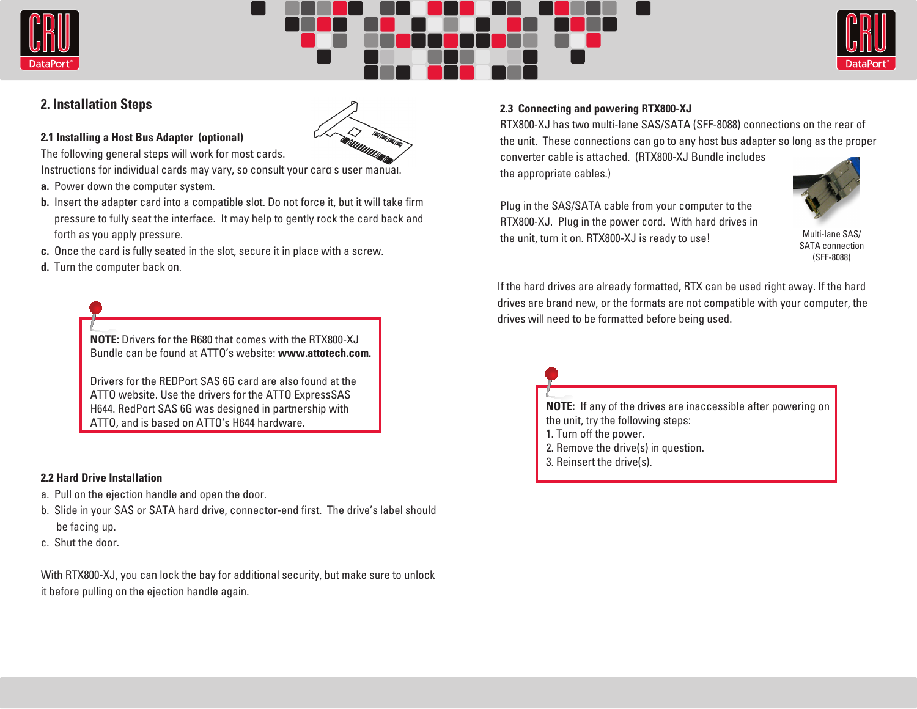## 2. Installation Steps

### 2.1 Installing a Host Bus Adapter (optional)

The following general steps will work for most cards.
Instructions for individual cards may vary, so consult your card's user manual.

**a.** Power down the computer system.
**b.** Insert the adapter card into a compatible slot. Do not force it, but it will take firm pressure to fully seat the interface. It may help to gently rock the card back and forth as you apply pressure.
**c.** Once the card is fully seated in the slot, secure it in place with a screw.
**d.** Turn the computer back on.

> **NOTE:** Drivers for the R680 that comes with the RTX800-XJ Bundle can be found at ATTO's website: **www.attotech.com.**
>
> Drivers for the REDPort SAS 6G card are also found at the ATTO website. Use the drivers for the ATTO ExpressSAS H644. RedPort SAS 6G was designed in partnership with ATTO, and is based on ATTO's H644 hardware.

### 2.2 Hard Drive Installation

a. Pull on the ejection handle and open the door.
b. Slide in your SAS or SATA hard drive, connector-end first. The drive's label should be facing up.
c. Shut the door.

With RTX800-XJ, you can lock the bay for additional security, but make sure to unlock it before pulling on the ejection handle again.

### 2.3 Connecting and powering RTX800-XJ

RTX800-XJ has two multi-lane SAS/SATA (SFF-8088) connections on the rear of the unit. These connections can go to any host bus adapter so long as the proper converter cable is attached. (RTX800-XJ Bundle includes the appropriate cables.)

Plug in the SAS/SATA cable from your computer to the RTX800-XJ. Plug in the power cord. With hard drives in the unit, turn it on. RTX800-XJ is ready to use!

Multi-lane SAS/ SATA connection (SFF-8088)

If the hard drives are already formatted, RTX can be used right away. If the hard drives are brand new, or the formats are not compatible with your computer, the drives will need to be formatted before being used.

> **NOTE:** If any of the drives are inaccessible after powering on the unit, try the following steps:
> 1. Turn off the power.
> 2. Remove the drive(s) in question.
> 3. Reinsert the drive(s).